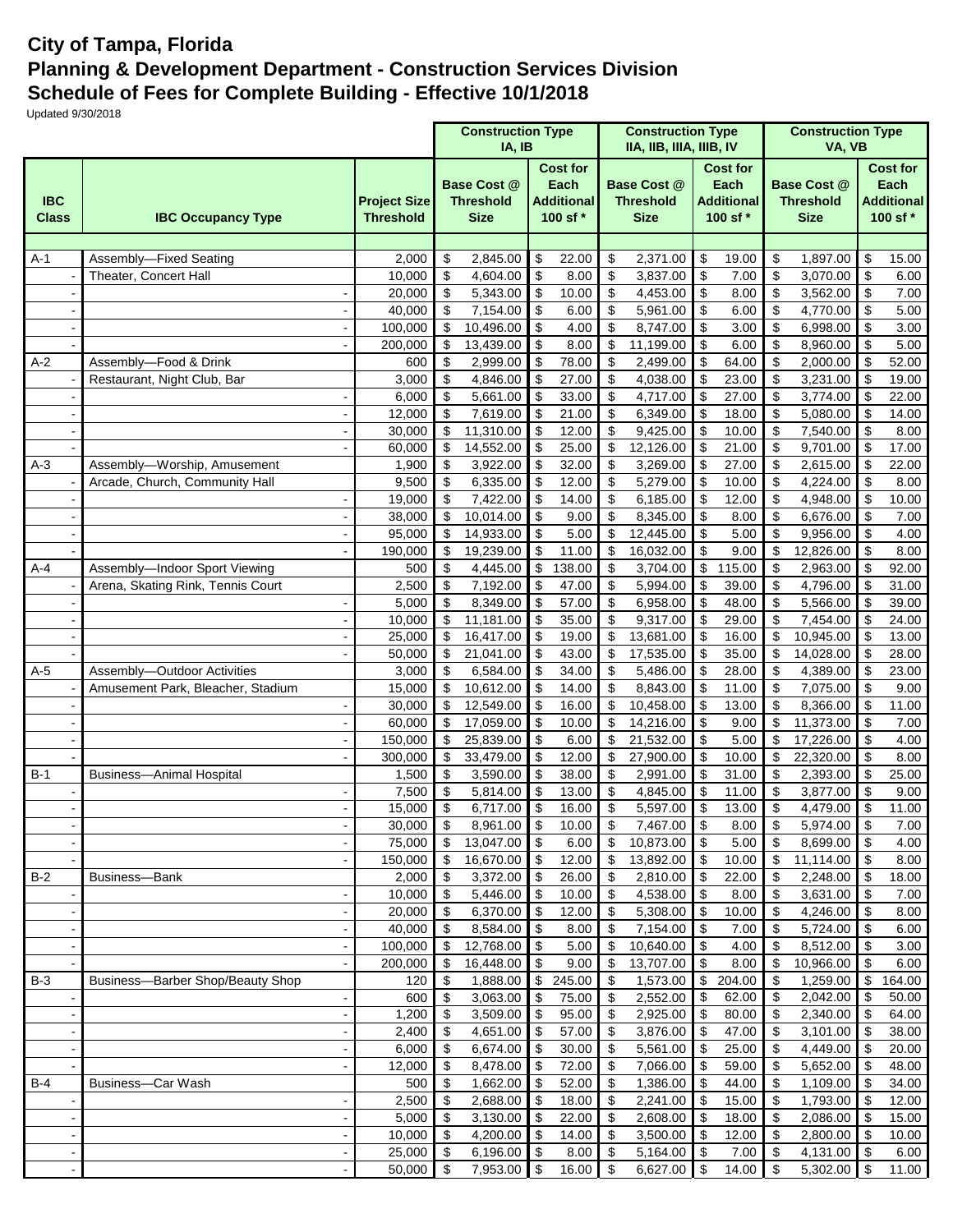# City of Tampa, Florida
## Planning & Development Department - Construction Services Division
## Schedule of Fees for Complete Building - Effective 10/1/2018

Updated 9/30/2018

| | | | Construction Type IA, IB | | Construction Type IIA, IIB, IIIA, IIIB, IV | | Construction Type VA, VB | |
|---|---|---|---|---|---|---|---|---|
| **IBC Class** | **IBC Occupancy Type** | **Project Size Threshold** | **Base Cost @ Threshold Size** | **Cost for Each Additional 100 sf \*** | **Base Cost @ Threshold Size** | **Cost for Each Additional 100 sf \*** | **Base Cost @ Threshold Size** | **Cost for Each Additional 100 sf \*** |
| A-1 | Assembly—Fixed Seating | 2,000 | $ 2,845.00 | $ 22.00 | $ 2,371.00 | $ 19.00 | $ 1,897.00 | $ 15.00 |
| - | Theater, Concert Hall | 10,000 | $ 4,604.00 | $ 8.00 | $ 3,837.00 | $ 7.00 | $ 3,070.00 | $ 6.00 |
| - | - | 20,000 | $ 5,343.00 | $ 10.00 | $ 4,453.00 | $ 8.00 | $ 3,562.00 | $ 7.00 |
| - | - | 40,000 | $ 7,154.00 | $ 6.00 | $ 5,961.00 | $ 6.00 | $ 4,770.00 | $ 5.00 |
| - | - | 100,000 | $ 10,496.00 | $ 4.00 | $ 8,747.00 | $ 3.00 | $ 6,998.00 | $ 3.00 |
| - | - | 200,000 | $ 13,439.00 | $ 8.00 | $ 11,199.00 | $ 6.00 | $ 8,960.00 | $ 5.00 |
| A-2 | Assembly—Food & Drink | 600 | $ 2,999.00 | $ 78.00 | $ 2,499.00 | $ 64.00 | $ 2,000.00 | $ 52.00 |
| - | Restaurant, Night Club, Bar | 3,000 | $ 4,846.00 | $ 27.00 | $ 4,038.00 | $ 23.00 | $ 3,231.00 | $ 19.00 |
| - | - | 6,000 | $ 5,661.00 | $ 33.00 | $ 4,717.00 | $ 27.00 | $ 3,774.00 | $ 22.00 |
| - | - | 12,000 | $ 7,619.00 | $ 21.00 | $ 6,349.00 | $ 18.00 | $ 5,080.00 | $ 14.00 |
| - | - | 30,000 | $ 11,310.00 | $ 12.00 | $ 9,425.00 | $ 10.00 | $ 7,540.00 | $ 8.00 |
| - | - | 60,000 | $ 14,552.00 | $ 25.00 | $ 12,126.00 | $ 21.00 | $ 9,701.00 | $ 17.00 |
| A-3 | Assembly—Worship, Amusement | 1,900 | $ 3,922.00 | $ 32.00 | $ 3,269.00 | $ 27.00 | $ 2,615.00 | $ 22.00 |
| - | Arcade, Church, Community Hall | 9,500 | $ 6,335.00 | $ 12.00 | $ 5,279.00 | $ 10.00 | $ 4,224.00 | $ 8.00 |
| - | - | 19,000 | $ 7,422.00 | $ 14.00 | $ 6,185.00 | $ 12.00 | $ 4,948.00 | $ 10.00 |
| - | - | 38,000 | $ 10,014.00 | $ 9.00 | $ 8,345.00 | $ 8.00 | $ 6,676.00 | $ 7.00 |
| - | - | 95,000 | $ 14,933.00 | $ 5.00 | $ 12,445.00 | $ 5.00 | $ 9,956.00 | $ 4.00 |
| - | - | 190,000 | $ 19,239.00 | $ 11.00 | $ 16,032.00 | $ 9.00 | $ 12,826.00 | $ 8.00 |
| A-4 | Assembly—Indoor Sport Viewing | 500 | $ 4,445.00 | $ 138.00 | $ 3,704.00 | $ 115.00 | $ 2,963.00 | $ 92.00 |
| - | Arena, Skating Rink, Tennis Court | 2,500 | $ 7,192.00 | $ 47.00 | $ 5,994.00 | $ 39.00 | $ 4,796.00 | $ 31.00 |
| - | - | 5,000 | $ 8,349.00 | $ 57.00 | $ 6,958.00 | $ 48.00 | $ 5,566.00 | $ 39.00 |
| - | - | 10,000 | $ 11,181.00 | $ 35.00 | $ 9,317.00 | $ 29.00 | $ 7,454.00 | $ 24.00 |
| - | - | 25,000 | $ 16,417.00 | $ 19.00 | $ 13,681.00 | $ 16.00 | $ 10,945.00 | $ 13.00 |
| - | - | 50,000 | $ 21,041.00 | $ 43.00 | $ 17,535.00 | $ 35.00 | $ 14,028.00 | $ 28.00 |
| A-5 | Assembly—Outdoor Activities | 3,000 | $ 6,584.00 | $ 34.00 | $ 5,486.00 | $ 28.00 | $ 4,389.00 | $ 23.00 |
| - | Amusement Park, Bleacher, Stadium | 15,000 | $ 10,612.00 | $ 14.00 | $ 8,843.00 | $ 11.00 | $ 7,075.00 | $ 9.00 |
| - | - | 30,000 | $ 12,549.00 | $ 16.00 | $ 10,458.00 | $ 13.00 | $ 8,366.00 | $ 11.00 |
| - | - | 60,000 | $ 17,059.00 | $ 10.00 | $ 14,216.00 | $ 9.00 | $ 11,373.00 | $ 7.00 |
| - | - | 150,000 | $ 25,839.00 | $ 6.00 | $ 21,532.00 | $ 5.00 | $ 17,226.00 | $ 4.00 |
| - | - | 300,000 | $ 33,479.00 | $ 12.00 | $ 27,900.00 | $ 10.00 | $ 22,320.00 | $ 8.00 |
| B-1 | Business—Animal Hospital | 1,500 | $ 3,590.00 | $ 38.00 | $ 2,991.00 | $ 31.00 | $ 2,393.00 | $ 25.00 |
| - | - | 7,500 | $ 5,814.00 | $ 13.00 | $ 4,845.00 | $ 11.00 | $ 3,877.00 | $ 9.00 |
| - | - | 15,000 | $ 6,717.00 | $ 16.00 | $ 5,597.00 | $ 13.00 | $ 4,479.00 | $ 11.00 |
| - | - | 30,000 | $ 8,961.00 | $ 10.00 | $ 7,467.00 | $ 8.00 | $ 5,974.00 | $ 7.00 |
| - | - | 75,000 | $ 13,047.00 | $ 6.00 | $ 10,873.00 | $ 5.00 | $ 8,699.00 | $ 4.00 |
| - | - | 150,000 | $ 16,670.00 | $ 12.00 | $ 13,892.00 | $ 10.00 | $ 11,114.00 | $ 8.00 |
| B-2 | Business—Bank | 2,000 | $ 3,372.00 | $ 26.00 | $ 2,810.00 | $ 22.00 | $ 2,248.00 | $ 18.00 |
| - | - | 10,000 | $ 5,446.00 | $ 10.00 | $ 4,538.00 | $ 8.00 | $ 3,631.00 | $ 7.00 |
| - | - | 20,000 | $ 6,370.00 | $ 12.00 | $ 5,308.00 | $ 10.00 | $ 4,246.00 | $ 8.00 |
| - | - | 40,000 | $ 8,584.00 | $ 8.00 | $ 7,154.00 | $ 7.00 | $ 5,724.00 | $ 6.00 |
| - | - | 100,000 | $ 12,768.00 | $ 5.00 | $ 10,640.00 | $ 4.00 | $ 8,512.00 | $ 3.00 |
| - | - | 200,000 | $ 16,448.00 | $ 9.00 | $ 13,707.00 | $ 8.00 | $ 10,966.00 | $ 6.00 |
| B-3 | Business—Barber Shop/Beauty Shop | 120 | $ 1,888.00 | $ 245.00 | $ 1,573.00 | $ 204.00 | $ 1,259.00 | $ 164.00 |
| - | - | 600 | $ 3,063.00 | $ 75.00 | $ 2,552.00 | $ 62.00 | $ 2,042.00 | $ 50.00 |
| - | - | 1,200 | $ 3,509.00 | $ 95.00 | $ 2,925.00 | $ 80.00 | $ 2,340.00 | $ 64.00 |
| - | - | 2,400 | $ 4,651.00 | $ 57.00 | $ 3,876.00 | $ 47.00 | $ 3,101.00 | $ 38.00 |
| - | - | 6,000 | $ 6,674.00 | $ 30.00 | $ 5,561.00 | $ 25.00 | $ 4,449.00 | $ 20.00 |
| - | - | 12,000 | $ 8,478.00 | $ 72.00 | $ 7,066.00 | $ 59.00 | $ 5,652.00 | $ 48.00 |
| B-4 | Business—Car Wash | 500 | $ 1,662.00 | $ 52.00 | $ 1,386.00 | $ 44.00 | $ 1,109.00 | $ 34.00 |
| - | - | 2,500 | $ 2,688.00 | $ 18.00 | $ 2,241.00 | $ 15.00 | $ 1,793.00 | $ 12.00 |
| - | - | 5,000 | $ 3,130.00 | $ 22.00 | $ 2,608.00 | $ 18.00 | $ 2,086.00 | $ 15.00 |
| - | - | 10,000 | $ 4,200.00 | $ 14.00 | $ 3,500.00 | $ 12.00 | $ 2,800.00 | $ 10.00 |
| - | - | 25,000 | $ 6,196.00 | $ 8.00 | $ 5,164.00 | $ 7.00 | $ 4,131.00 | $ 6.00 |
| - | - | 50,000 | $ 7,953.00 | $ 16.00 | $ 6,627.00 | $ 14.00 | $ 5,302.00 | $ 11.00 |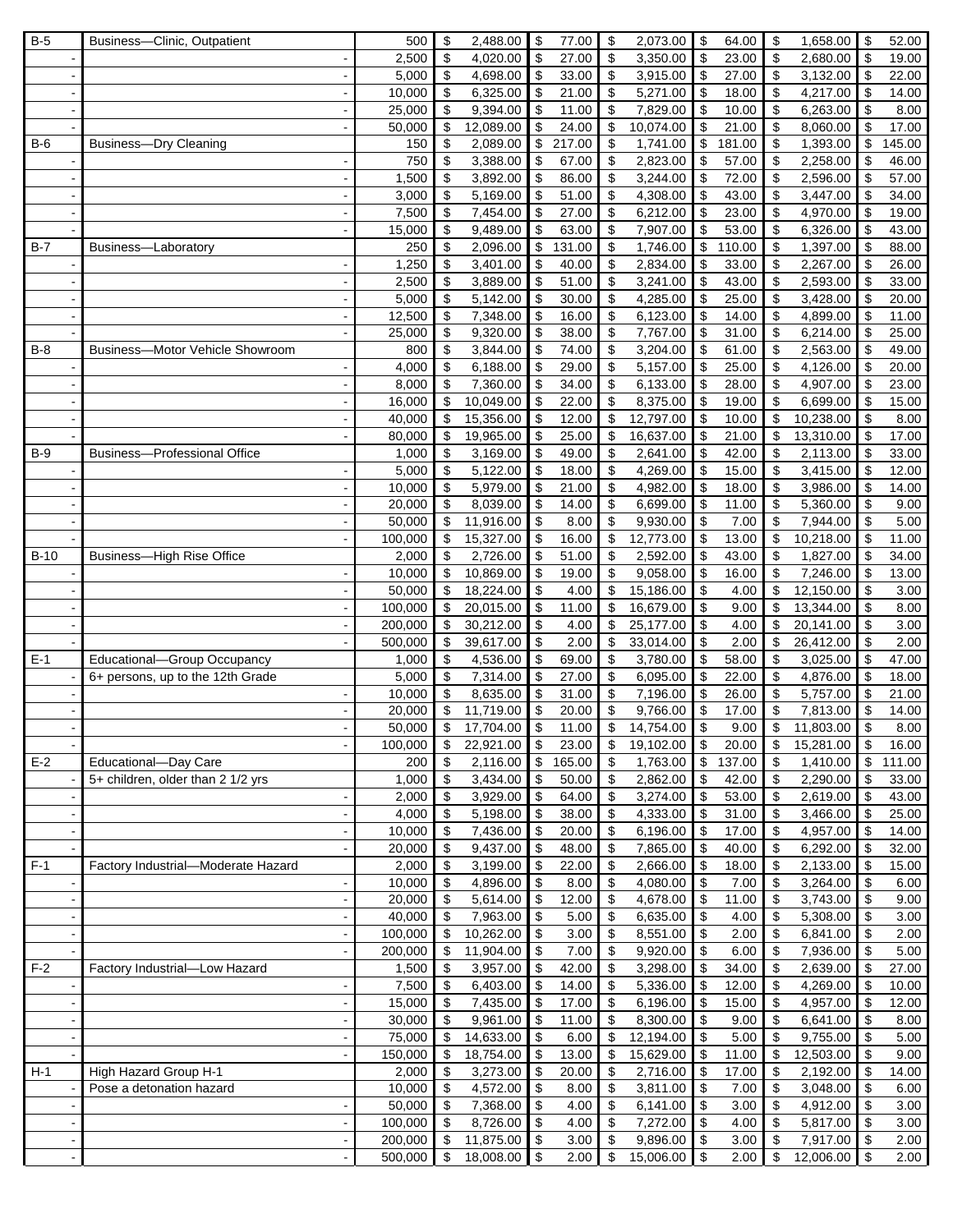| B-5 | Business—Clinic, Outpatient | 500 | $ 2,488.00 | $ 77.00 | $ 2,073.00 | $ 64.00 | $ 1,658.00 | $ 52.00 |
|---|---|---|---|---|---|---|---|---|
| - | - | 2,500 | $ 4,020.00 | $ 27.00 | $ 3,350.00 | $ 23.00 | $ 2,680.00 | $ 19.00 |
| - | - | 5,000 | $ 4,698.00 | $ 33.00 | $ 3,915.00 | $ 27.00 | $ 3,132.00 | $ 22.00 |
| - | - | 10,000 | $ 6,325.00 | $ 21.00 | $ 5,271.00 | $ 18.00 | $ 4,217.00 | $ 14.00 |
| - | - | 25,000 | $ 9,394.00 | $ 11.00 | $ 7,829.00 | $ 10.00 | $ 6,263.00 | $ 8.00 |
| - | - | 50,000 | $ 12,089.00 | $ 24.00 | $ 10,074.00 | $ 21.00 | $ 8,060.00 | $ 17.00 |
| B-6 | Business—Dry Cleaning | 150 | $ 2,089.00 | $ 217.00 | $ 1,741.00 | $ 181.00 | $ 1,393.00 | $ 145.00 |
| - | - | 750 | $ 3,388.00 | $ 67.00 | $ 2,823.00 | $ 57.00 | $ 2,258.00 | $ 46.00 |
| - | - | 1,500 | $ 3,892.00 | $ 86.00 | $ 3,244.00 | $ 72.00 | $ 2,596.00 | $ 57.00 |
| - | - | 3,000 | $ 5,169.00 | $ 51.00 | $ 4,308.00 | $ 43.00 | $ 3,447.00 | $ 34.00 |
| - | - | 7,500 | $ 7,454.00 | $ 27.00 | $ 6,212.00 | $ 23.00 | $ 4,970.00 | $ 19.00 |
| - | - | 15,000 | $ 9,489.00 | $ 63.00 | $ 7,907.00 | $ 53.00 | $ 6,326.00 | $ 43.00 |
| B-7 | Business—Laboratory | 250 | $ 2,096.00 | $ 131.00 | $ 1,746.00 | $ 110.00 | $ 1,397.00 | $ 88.00 |
| - | - | 1,250 | $ 3,401.00 | $ 40.00 | $ 2,834.00 | $ 33.00 | $ 2,267.00 | $ 26.00 |
| - | - | 2,500 | $ 3,889.00 | $ 51.00 | $ 3,241.00 | $ 43.00 | $ 2,593.00 | $ 33.00 |
| - | - | 5,000 | $ 5,142.00 | $ 30.00 | $ 4,285.00 | $ 25.00 | $ 3,428.00 | $ 20.00 |
| - | - | 12,500 | $ 7,348.00 | $ 16.00 | $ 6,123.00 | $ 14.00 | $ 4,899.00 | $ 11.00 |
| - | - | 25,000 | $ 9,320.00 | $ 38.00 | $ 7,767.00 | $ 31.00 | $ 6,214.00 | $ 25.00 |
| B-8 | Business—Motor Vehicle Showroom | 800 | $ 3,844.00 | $ 74.00 | $ 3,204.00 | $ 61.00 | $ 2,563.00 | $ 49.00 |
| - | - | 4,000 | $ 6,188.00 | $ 29.00 | $ 5,157.00 | $ 25.00 | $ 4,126.00 | $ 20.00 |
| - | - | 8,000 | $ 7,360.00 | $ 34.00 | $ 6,133.00 | $ 28.00 | $ 4,907.00 | $ 23.00 |
| - | - | 16,000 | $ 10,049.00 | $ 22.00 | $ 8,375.00 | $ 19.00 | $ 6,699.00 | $ 15.00 |
| - | - | 40,000 | $ 15,356.00 | $ 12.00 | $ 12,797.00 | $ 10.00 | $ 10,238.00 | $ 8.00 |
| - | - | 80,000 | $ 19,965.00 | $ 25.00 | $ 16,637.00 | $ 21.00 | $ 13,310.00 | $ 17.00 |
| B-9 | Business—Professional Office | 1,000 | $ 3,169.00 | $ 49.00 | $ 2,641.00 | $ 42.00 | $ 2,113.00 | $ 33.00 |
| - | - | 5,000 | $ 5,122.00 | $ 18.00 | $ 4,269.00 | $ 15.00 | $ 3,415.00 | $ 12.00 |
| - | - | 10,000 | $ 5,979.00 | $ 21.00 | $ 4,982.00 | $ 18.00 | $ 3,986.00 | $ 14.00 |
| - | - | 20,000 | $ 8,039.00 | $ 14.00 | $ 6,699.00 | $ 11.00 | $ 5,360.00 | $ 9.00 |
| - | - | 50,000 | $ 11,916.00 | $ 8.00 | $ 9,930.00 | $ 7.00 | $ 7,944.00 | $ 5.00 |
| - | - | 100,000 | $ 15,327.00 | $ 16.00 | $ 12,773.00 | $ 13.00 | $ 10,218.00 | $ 11.00 |
| B-10 | Business—High Rise Office | 2,000 | $ 2,726.00 | $ 51.00 | $ 2,592.00 | $ 43.00 | $ 1,827.00 | $ 34.00 |
| - | - | 10,000 | $ 10,869.00 | $ 19.00 | $ 9,058.00 | $ 16.00 | $ 7,246.00 | $ 13.00 |
| - | - | 50,000 | $ 18,224.00 | $ 4.00 | $ 15,186.00 | $ 4.00 | $ 12,150.00 | $ 3.00 |
| - | - | 100,000 | $ 20,015.00 | $ 11.00 | $ 16,679.00 | $ 9.00 | $ 13,344.00 | $ 8.00 |
| - | - | 200,000 | $ 30,212.00 | $ 4.00 | $ 25,177.00 | $ 4.00 | $ 20,141.00 | $ 3.00 |
| - | - | 500,000 | $ 39,617.00 | $ 2.00 | $ 33,014.00 | $ 2.00 | $ 26,412.00 | $ 2.00 |
| E-1 | Educational—Group Occupancy | 1,000 | $ 4,536.00 | $ 69.00 | $ 3,780.00 | $ 58.00 | $ 3,025.00 | $ 47.00 |
| - | 6+ persons, up to the 12th Grade | 5,000 | $ 7,314.00 | $ 27.00 | $ 6,095.00 | $ 22.00 | $ 4,876.00 | $ 18.00 |
| - | - | 10,000 | $ 8,635.00 | $ 31.00 | $ 7,196.00 | $ 26.00 | $ 5,757.00 | $ 21.00 |
| - | - | 20,000 | $ 11,719.00 | $ 20.00 | $ 9,766.00 | $ 17.00 | $ 7,813.00 | $ 14.00 |
| - | - | 50,000 | $ 17,704.00 | $ 11.00 | $ 14,754.00 | $ 9.00 | $ 11,803.00 | $ 8.00 |
| - | - | 100,000 | $ 22,921.00 | $ 23.00 | $ 19,102.00 | $ 20.00 | $ 15,281.00 | $ 16.00 |
| E-2 | Educational—Day Care | 200 | $ 2,116.00 | $ 165.00 | $ 1,763.00 | $ 137.00 | $ 1,410.00 | $ 111.00 |
| - | 5+ children, older than 2 1/2 yrs | 1,000 | $ 3,434.00 | $ 50.00 | $ 2,862.00 | $ 42.00 | $ 2,290.00 | $ 33.00 |
| - | - | 2,000 | $ 3,929.00 | $ 64.00 | $ 3,274.00 | $ 53.00 | $ 2,619.00 | $ 43.00 |
| - | - | 4,000 | $ 5,198.00 | $ 38.00 | $ 4,333.00 | $ 31.00 | $ 3,466.00 | $ 25.00 |
| - | - | 10,000 | $ 7,436.00 | $ 20.00 | $ 6,196.00 | $ 17.00 | $ 4,957.00 | $ 14.00 |
| - | - | 20,000 | $ 9,437.00 | $ 48.00 | $ 7,865.00 | $ 40.00 | $ 6,292.00 | $ 32.00 |
| F-1 | Factory Industrial—Moderate Hazard | 2,000 | $ 3,199.00 | $ 22.00 | $ 2,666.00 | $ 18.00 | $ 2,133.00 | $ 15.00 |
| - | - | 10,000 | $ 4,896.00 | $ 8.00 | $ 4,080.00 | $ 7.00 | $ 3,264.00 | $ 6.00 |
| - | - | 20,000 | $ 5,614.00 | $ 12.00 | $ 4,678.00 | $ 11.00 | $ 3,743.00 | $ 9.00 |
| - | - | 40,000 | $ 7,963.00 | $ 5.00 | $ 6,635.00 | $ 4.00 | $ 5,308.00 | $ 3.00 |
| - | - | 100,000 | $ 10,262.00 | $ 3.00 | $ 8,551.00 | $ 2.00 | $ 6,841.00 | $ 2.00 |
| - | - | 200,000 | $ 11,904.00 | $ 7.00 | $ 9,920.00 | $ 6.00 | $ 7,936.00 | $ 5.00 |
| F-2 | Factory Industrial—Low Hazard | 1,500 | $ 3,957.00 | $ 42.00 | $ 3,298.00 | $ 34.00 | $ 2,639.00 | $ 27.00 |
| - | - | 7,500 | $ 6,403.00 | $ 14.00 | $ 5,336.00 | $ 12.00 | $ 4,269.00 | $ 10.00 |
| - | - | 15,000 | $ 7,435.00 | $ 17.00 | $ 6,196.00 | $ 15.00 | $ 4,957.00 | $ 12.00 |
| - | - | 30,000 | $ 9,961.00 | $ 11.00 | $ 8,300.00 | $ 9.00 | $ 6,641.00 | $ 8.00 |
| - | - | 75,000 | $ 14,633.00 | $ 6.00 | $ 12,194.00 | $ 5.00 | $ 9,755.00 | $ 5.00 |
| - | - | 150,000 | $ 18,754.00 | $ 13.00 | $ 15,629.00 | $ 11.00 | $ 12,503.00 | $ 9.00 |
| H-1 | High Hazard Group H-1 | 2,000 | $ 3,273.00 | $ 20.00 | $ 2,716.00 | $ 17.00 | $ 2,192.00 | $ 14.00 |
| - | Pose a detonation hazard | 10,000 | $ 4,572.00 | $ 8.00 | $ 3,811.00 | $ 7.00 | $ 3,048.00 | $ 6.00 |
| - | - | 50,000 | $ 7,368.00 | $ 4.00 | $ 6,141.00 | $ 3.00 | $ 4,912.00 | $ 3.00 |
| - | - | 100,000 | $ 8,726.00 | $ 4.00 | $ 7,272.00 | $ 4.00 | $ 5,817.00 | $ 3.00 |
| - | - | 200,000 | $ 11,875.00 | $ 3.00 | $ 9,896.00 | $ 3.00 | $ 7,917.00 | $ 2.00 |
| - | - | 500,000 | $ 18,008.00 | $ 2.00 | $ 15,006.00 | $ 2.00 | $ 12,006.00 | $ 2.00 |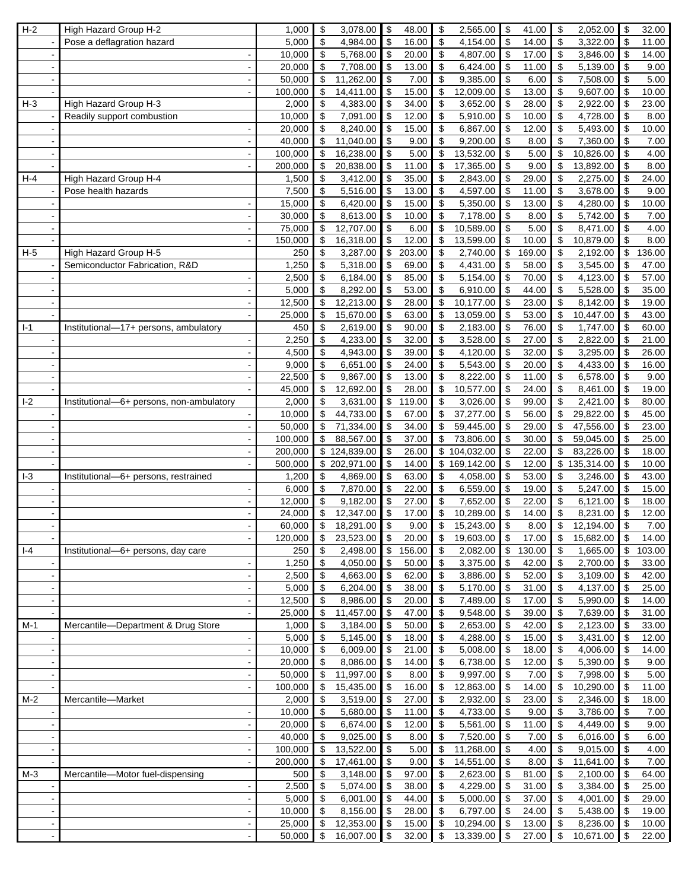| | | | | | | | | | | | | |
|---|---|---|---|---|---|---|---|---|---|---|---|---|
| H-2 | High Hazard Group H-2 | 1,000 | $ | 3,078.00 | $ | 48.00 | $ | 2,565.00 | $ | 41.00 | $ | 2,052.00 | $ | 32.00 |
| - | Pose a deflagration hazard | 5,000 | $ | 4,984.00 | $ | 16.00 | $ | 4,154.00 | $ | 14.00 | $ | 3,322.00 | $ | 11.00 |
| - | - | 10,000 | $ | 5,768.00 | $ | 20.00 | $ | 4,807.00 | $ | 17.00 | $ | 3,846.00 | $ | 14.00 |
| - | - | 20,000 | $ | 7,708.00 | $ | 13.00 | $ | 6,424.00 | $ | 11.00 | $ | 5,139.00 | $ | 9.00 |
| - | - | 50,000 | $ | 11,262.00 | $ | 7.00 | $ | 9,385.00 | $ | 6.00 | $ | 7,508.00 | $ | 5.00 |
| - | - | 100,000 | $ | 14,411.00 | $ | 15.00 | $ | 12,009.00 | $ | 13.00 | $ | 9,607.00 | $ | 10.00 |
| H-3 | High Hazard Group H-3 | 2,000 | $ | 4,383.00 | $ | 34.00 | $ | 3,652.00 | $ | 28.00 | $ | 2,922.00 | $ | 23.00 |
| - | Readily support combustion | 10,000 | $ | 7,091.00 | $ | 12.00 | $ | 5,910.00 | $ | 10.00 | $ | 4,728.00 | $ | 8.00 |
| - | - | 20,000 | $ | 8,240.00 | $ | 15.00 | $ | 6,867.00 | $ | 12.00 | $ | 5,493.00 | $ | 10.00 |
| - | - | 40,000 | $ | 11,040.00 | $ | 9.00 | $ | 9,200.00 | $ | 8.00 | $ | 7,360.00 | $ | 7.00 |
| - | - | 100,000 | $ | 16,238.00 | $ | 5.00 | $ | 13,532.00 | $ | 5.00 | $ | 10,826.00 | $ | 4.00 |
| - | - | 200,000 | $ | 20,838.00 | $ | 11.00 | $ | 17,365.00 | $ | 9.00 | $ | 13,892.00 | $ | 8.00 |
| H-4 | High Hazard Group H-4 | 1,500 | $ | 3,412.00 | $ | 35.00 | $ | 2,843.00 | $ | 29.00 | $ | 2,275.00 | $ | 24.00 |
| - | Pose health hazards | 7,500 | $ | 5,516.00 | $ | 13.00 | $ | 4,597.00 | $ | 11.00 | $ | 3,678.00 | $ | 9.00 |
| - | - | 15,000 | $ | 6,420.00 | $ | 15.00 | $ | 5,350.00 | $ | 13.00 | $ | 4,280.00 | $ | 10.00 |
| - | - | 30,000 | $ | 8,613.00 | $ | 10.00 | $ | 7,178.00 | $ | 8.00 | $ | 5,742.00 | $ | 7.00 |
| - | - | 75,000 | $ | 12,707.00 | $ | 6.00 | $ | 10,589.00 | $ | 5.00 | $ | 8,471.00 | $ | 4.00 |
| - | - | 150,000 | $ | 16,318.00 | $ | 12.00 | $ | 13,599.00 | $ | 10.00 | $ | 10,879.00 | $ | 8.00 |
| H-5 | High Hazard Group H-5 | 250 | $ | 3,287.00 | $ | 203.00 | $ | 2,740.00 | $ | 169.00 | $ | 2,192.00 | $ | 136.00 |
| - | Semiconductor Fabrication, R&D | 1,250 | $ | 5,318.00 | $ | 69.00 | $ | 4,431.00 | $ | 58.00 | $ | 3,545.00 | $ | 47.00 |
| - | - | 2,500 | $ | 6,184.00 | $ | 85.00 | $ | 5,154.00 | $ | 70.00 | $ | 4,123.00 | $ | 57.00 |
| - | - | 5,000 | $ | 8,292.00 | $ | 53.00 | $ | 6,910.00 | $ | 44.00 | $ | 5,528.00 | $ | 35.00 |
| - | - | 12,500 | $ | 12,213.00 | $ | 28.00 | $ | 10,177.00 | $ | 23.00 | $ | 8,142.00 | $ | 19.00 |
| - | - | 25,000 | $ | 15,670.00 | $ | 63.00 | $ | 13,059.00 | $ | 53.00 | $ | 10,447.00 | $ | 43.00 |
| I-1 | Institutional—17+ persons, ambulatory | 450 | $ | 2,619.00 | $ | 90.00 | $ | 2,183.00 | $ | 76.00 | $ | 1,747.00 | $ | 60.00 |
| - | - | 2,250 | $ | 4,233.00 | $ | 32.00 | $ | 3,528.00 | $ | 27.00 | $ | 2,822.00 | $ | 21.00 |
| - | - | 4,500 | $ | 4,943.00 | $ | 39.00 | $ | 4,120.00 | $ | 32.00 | $ | 3,295.00 | $ | 26.00 |
| - | - | 9,000 | $ | 6,651.00 | $ | 24.00 | $ | 5,543.00 | $ | 20.00 | $ | 4,433.00 | $ | 16.00 |
| - | - | 22,500 | $ | 9,867.00 | $ | 13.00 | $ | 8,222.00 | $ | 11.00 | $ | 6,578.00 | $ | 9.00 |
| - | - | 45,000 | $ | 12,692.00 | $ | 28.00 | $ | 10,577.00 | $ | 24.00 | $ | 8,461.00 | $ | 19.00 |
| I-2 | Institutional—6+ persons, non-ambulatory | 2,000 | $ | 3,631.00 | $ | 119.00 | $ | 3,026.00 | $ | 99.00 | $ | 2,421.00 | $ | 80.00 |
| - | - | 10,000 | $ | 44,733.00 | $ | 67.00 | $ | 37,277.00 | $ | 56.00 | $ | 29,822.00 | $ | 45.00 |
| - | - | 50,000 | $ | 71,334.00 | $ | 34.00 | $ | 59,445.00 | $ | 29.00 | $ | 47,556.00 | $ | 23.00 |
| - | - | 100,000 | $ | 88,567.00 | $ | 37.00 | $ | 73,806.00 | $ | 30.00 | $ | 59,045.00 | $ | 25.00 |
| - | - | 200,000 | $ | 124,839.00 | $ | 26.00 | $ | 104,032.00 | $ | 22.00 | $ | 83,226.00 | $ | 18.00 |
| - | - | 500,000 | $ | 202,971.00 | $ | 14.00 | $ | 169,142.00 | $ | 12.00 | $ | 135,314.00 | $ | 10.00 |
| I-3 | Institutional—6+ persons, restrained | 1,200 | $ | 4,869.00 | $ | 63.00 | $ | 4,058.00 | $ | 53.00 | $ | 3,246.00 | $ | 43.00 |
| - | - | 6,000 | $ | 7,870.00 | $ | 22.00 | $ | 6,559.00 | $ | 19.00 | $ | 5,247.00 | $ | 15.00 |
| - | - | 12,000 | $ | 9,182.00 | $ | 27.00 | $ | 7,652.00 | $ | 22.00 | $ | 6,121.00 | $ | 18.00 |
| - | - | 24,000 | $ | 12,347.00 | $ | 17.00 | $ | 10,289.00 | $ | 14.00 | $ | 8,231.00 | $ | 12.00 |
| - | - | 60,000 | $ | 18,291.00 | $ | 9.00 | $ | 15,243.00 | $ | 8.00 | $ | 12,194.00 | $ | 7.00 |
| - | - | 120,000 | $ | 23,523.00 | $ | 20.00 | $ | 19,603.00 | $ | 17.00 | $ | 15,682.00 | $ | 14.00 |
| I-4 | Institutional—6+ persons, day care | 250 | $ | 2,498.00 | $ | 156.00 | $ | 2,082.00 | $ | 130.00 | $ | 1,665.00 | $ | 103.00 |
| - | - | 1,250 | $ | 4,050.00 | $ | 50.00 | $ | 3,375.00 | $ | 42.00 | $ | 2,700.00 | $ | 33.00 |
| - | - | 2,500 | $ | 4,663.00 | $ | 62.00 | $ | 3,886.00 | $ | 52.00 | $ | 3,109.00 | $ | 42.00 |
| - | - | 5,000 | $ | 6,204.00 | $ | 38.00 | $ | 5,170.00 | $ | 31.00 | $ | 4,137.00 | $ | 25.00 |
| - | - | 12,500 | $ | 8,986.00 | $ | 20.00 | $ | 7,489.00 | $ | 17.00 | $ | 5,990.00 | $ | 14.00 |
| - | - | 25,000 | $ | 11,457.00 | $ | 47.00 | $ | 9,548.00 | $ | 39.00 | $ | 7,639.00 | $ | 31.00 |
| M-1 | Mercantile—Department & Drug Store | 1,000 | $ | 3,184.00 | $ | 50.00 | $ | 2,653.00 | $ | 42.00 | $ | 2,123.00 | $ | 33.00 |
| - | - | 5,000 | $ | 5,145.00 | $ | 18.00 | $ | 4,288.00 | $ | 15.00 | $ | 3,431.00 | $ | 12.00 |
| - | - | 10,000 | $ | 6,009.00 | $ | 21.00 | $ | 5,008.00 | $ | 18.00 | $ | 4,006.00 | $ | 14.00 |
| - | - | 20,000 | $ | 8,086.00 | $ | 14.00 | $ | 6,738.00 | $ | 12.00 | $ | 5,390.00 | $ | 9.00 |
| - | - | 50,000 | $ | 11,997.00 | $ | 8.00 | $ | 9,997.00 | $ | 7.00 | $ | 7,998.00 | $ | 5.00 |
| - | - | 100,000 | $ | 15,435.00 | $ | 16.00 | $ | 12,863.00 | $ | 14.00 | $ | 10,290.00 | $ | 11.00 |
| M-2 | Mercantile—Market | 2,000 | $ | 3,519.00 | $ | 27.00 | $ | 2,932.00 | $ | 23.00 | $ | 2,346.00 | $ | 18.00 |
| - | - | 10,000 | $ | 5,680.00 | $ | 11.00 | $ | 4,733.00 | $ | 9.00 | $ | 3,786.00 | $ | 7.00 |
| - | - | 20,000 | $ | 6,674.00 | $ | 12.00 | $ | 5,561.00 | $ | 11.00 | $ | 4,449.00 | $ | 9.00 |
| - | - | 40,000 | $ | 9,025.00 | $ | 8.00 | $ | 7,520.00 | $ | 7.00 | $ | 6,016.00 | $ | 6.00 |
| - | - | 100,000 | $ | 13,522.00 | $ | 5.00 | $ | 11,268.00 | $ | 4.00 | $ | 9,015.00 | $ | 4.00 |
| - | - | 200,000 | $ | 17,461.00 | $ | 9.00 | $ | 14,551.00 | $ | 8.00 | $ | 11,641.00 | $ | 7.00 |
| M-3 | Mercantile—Motor fuel-dispensing | 500 | $ | 3,148.00 | $ | 97.00 | $ | 2,623.00 | $ | 81.00 | $ | 2,100.00 | $ | 64.00 |
| - | - | 2,500 | $ | 5,074.00 | $ | 38.00 | $ | 4,229.00 | $ | 31.00 | $ | 3,384.00 | $ | 25.00 |
| - | - | 5,000 | $ | 6,001.00 | $ | 44.00 | $ | 5,000.00 | $ | 37.00 | $ | 4,001.00 | $ | 29.00 |
| - | - | 10,000 | $ | 8,156.00 | $ | 28.00 | $ | 6,797.00 | $ | 24.00 | $ | 5,438.00 | $ | 19.00 |
| - | - | 25,000 | $ | 12,353.00 | $ | 15.00 | $ | 10,294.00 | $ | 13.00 | $ | 8,236.00 | $ | 10.00 |
| - | - | 50,000 | $ | 16,007.00 | $ | 32.00 | $ | 13,339.00 | $ | 27.00 | $ | 10,671.00 | $ | 22.00 |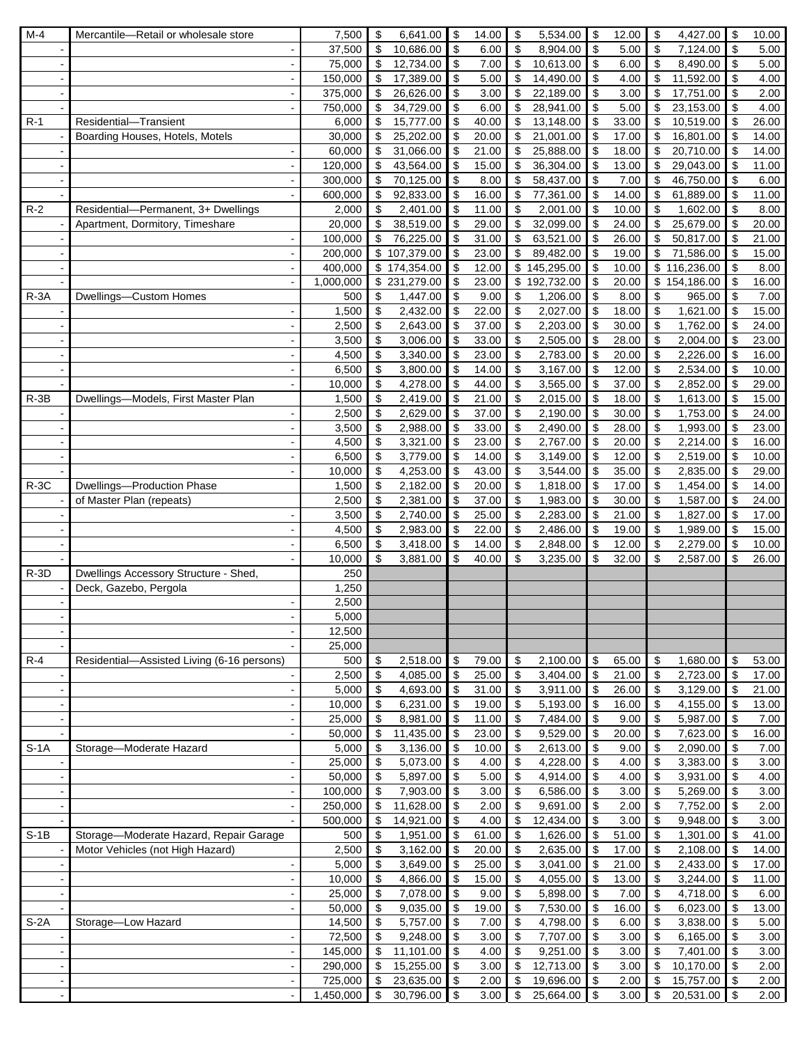| | | | | | | | | |
|---|---|---|---|---|---|---|---|---|
| M-4 | Mercantile—Retail or wholesale store | 7,500 | $ 6,641.00 | $ 14.00 | $ 5,534.00 | $ 12.00 | $ 4,427.00 | $ 10.00 |
| - | - | 37,500 | $ 10,686.00 | $ 6.00 | $ 8,904.00 | $ 5.00 | $ 7,124.00 | $ 5.00 |
| - | - | 75,000 | $ 12,734.00 | $ 7.00 | $ 10,613.00 | $ 6.00 | $ 8,490.00 | $ 5.00 |
| - | - | 150,000 | $ 17,389.00 | $ 5.00 | $ 14,490.00 | $ 4.00 | $ 11,592.00 | $ 4.00 |
| - | - | 375,000 | $ 26,626.00 | $ 3.00 | $ 22,189.00 | $ 3.00 | $ 17,751.00 | $ 2.00 |
| - | - | 750,000 | $ 34,729.00 | $ 6.00 | $ 28,941.00 | $ 5.00 | $ 23,153.00 | $ 4.00 |
| R-1 | Residential—Transient | 6,000 | $ 15,777.00 | $ 40.00 | $ 13,148.00 | $ 33.00 | $ 10,519.00 | $ 26.00 |
| - | Boarding Houses, Hotels, Motels | 30,000 | $ 25,202.00 | $ 20.00 | $ 21,001.00 | $ 17.00 | $ 16,801.00 | $ 14.00 |
| - | - | 60,000 | $ 31,066.00 | $ 21.00 | $ 25,888.00 | $ 18.00 | $ 20,710.00 | $ 14.00 |
| - | - | 120,000 | $ 43,564.00 | $ 15.00 | $ 36,304.00 | $ 13.00 | $ 29,043.00 | $ 11.00 |
| - | - | 300,000 | $ 70,125.00 | $ 8.00 | $ 58,437.00 | $ 7.00 | $ 46,750.00 | $ 6.00 |
| - | - | 600,000 | $ 92,833.00 | $ 16.00 | $ 77,361.00 | $ 14.00 | $ 61,889.00 | $ 11.00 |
| R-2 | Residential—Permanent, 3+ Dwellings | 2,000 | $ 2,401.00 | $ 11.00 | $ 2,001.00 | $ 10.00 | $ 1,602.00 | $ 8.00 |
| - | Apartment, Dormitory, Timeshare | 20,000 | $ 38,519.00 | $ 29.00 | $ 32,099.00 | $ 24.00 | $ 25,679.00 | $ 20.00 |
| - | - | 100,000 | $ 76,225.00 | $ 31.00 | $ 63,521.00 | $ 26.00 | $ 50,817.00 | $ 21.00 |
| - | - | 200,000 | $ 107,379.00 | $ 23.00 | $ 89,482.00 | $ 19.00 | $ 71,586.00 | $ 15.00 |
| - | - | 400,000 | $ 174,354.00 | $ 12.00 | $ 145,295.00 | $ 10.00 | $ 116,236.00 | $ 8.00 |
| - | - | 1,000,000 | $ 231,279.00 | $ 23.00 | $ 192,732.00 | $ 20.00 | $ 154,186.00 | $ 16.00 |
| R-3A | Dwellings—Custom Homes | 500 | $ 1,447.00 | $ 9.00 | $ 1,206.00 | $ 8.00 | $ 965.00 | $ 7.00 |
| - | - | 1,500 | $ 2,432.00 | $ 22.00 | $ 2,027.00 | $ 18.00 | $ 1,621.00 | $ 15.00 |
| - | - | 2,500 | $ 2,643.00 | $ 37.00 | $ 2,203.00 | $ 30.00 | $ 1,762.00 | $ 24.00 |
| - | - | 3,500 | $ 3,006.00 | $ 33.00 | $ 2,505.00 | $ 28.00 | $ 2,004.00 | $ 23.00 |
| - | - | 4,500 | $ 3,340.00 | $ 23.00 | $ 2,783.00 | $ 20.00 | $ 2,226.00 | $ 16.00 |
| - | - | 6,500 | $ 3,800.00 | $ 14.00 | $ 3,167.00 | $ 12.00 | $ 2,534.00 | $ 10.00 |
| - | - | 10,000 | $ 4,278.00 | $ 44.00 | $ 3,565.00 | $ 37.00 | $ 2,852.00 | $ 29.00 |
| R-3B | Dwellings—Models, First Master Plan | 1,500 | $ 2,419.00 | $ 21.00 | $ 2,015.00 | $ 18.00 | $ 1,613.00 | $ 15.00 |
| - | - | 2,500 | $ 2,629.00 | $ 37.00 | $ 2,190.00 | $ 30.00 | $ 1,753.00 | $ 24.00 |
| - | - | 3,500 | $ 2,988.00 | $ 33.00 | $ 2,490.00 | $ 28.00 | $ 1,993.00 | $ 23.00 |
| - | - | 4,500 | $ 3,321.00 | $ 23.00 | $ 2,767.00 | $ 20.00 | $ 2,214.00 | $ 16.00 |
| - | - | 6,500 | $ 3,779.00 | $ 14.00 | $ 3,149.00 | $ 12.00 | $ 2,519.00 | $ 10.00 |
| - | - | 10,000 | $ 4,253.00 | $ 43.00 | $ 3,544.00 | $ 35.00 | $ 2,835.00 | $ 29.00 |
| R-3C | Dwellings—Production Phase | 1,500 | $ 2,182.00 | $ 20.00 | $ 1,818.00 | $ 17.00 | $ 1,454.00 | $ 14.00 |
| - | of Master Plan (repeats) | 2,500 | $ 2,381.00 | $ 37.00 | $ 1,983.00 | $ 30.00 | $ 1,587.00 | $ 24.00 |
| - | - | 3,500 | $ 2,740.00 | $ 25.00 | $ 2,283.00 | $ 21.00 | $ 1,827.00 | $ 17.00 |
| - | - | 4,500 | $ 2,983.00 | $ 22.00 | $ 2,486.00 | $ 19.00 | $ 1,989.00 | $ 15.00 |
| - | - | 6,500 | $ 3,418.00 | $ 14.00 | $ 2,848.00 | $ 12.00 | $ 2,279.00 | $ 10.00 |
| - | - | 10,000 | $ 3,881.00 | $ 40.00 | $ 3,235.00 | $ 32.00 | $ 2,587.00 | $ 26.00 |
| R-3D | Dwellings Accessory Structure - Shed, | 250 | | | | | | |
| - | Deck, Gazebo, Pergola | 1,250 | | | | | | |
| - | - | 2,500 | | | | | | |
| - | - | 5,000 | | | | | | |
| - | - | 12,500 | | | | | | |
| - | - | 25,000 | | | | | | |
| R-4 | Residential—Assisted Living (6-16 persons) | 500 | $ 2,518.00 | $ 79.00 | $ 2,100.00 | $ 65.00 | $ 1,680.00 | $ 53.00 |
| - | - | 2,500 | $ 4,085.00 | $ 25.00 | $ 3,404.00 | $ 21.00 | $ 2,723.00 | $ 17.00 |
| - | - | 5,000 | $ 4,693.00 | $ 31.00 | $ 3,911.00 | $ 26.00 | $ 3,129.00 | $ 21.00 |
| - | - | 10,000 | $ 6,231.00 | $ 19.00 | $ 5,193.00 | $ 16.00 | $ 4,155.00 | $ 13.00 |
| - | - | 25,000 | $ 8,981.00 | $ 11.00 | $ 7,484.00 | $ 9.00 | $ 5,987.00 | $ 7.00 |
| - | - | 50,000 | $ 11,435.00 | $ 23.00 | $ 9,529.00 | $ 20.00 | $ 7,623.00 | $ 16.00 |
| S-1A | Storage—Moderate Hazard | 5,000 | $ 3,136.00 | $ 10.00 | $ 2,613.00 | $ 9.00 | $ 2,090.00 | $ 7.00 |
| - | - | 25,000 | $ 5,073.00 | $ 4.00 | $ 4,228.00 | $ 4.00 | $ 3,383.00 | $ 3.00 |
| - | - | 50,000 | $ 5,897.00 | $ 5.00 | $ 4,914.00 | $ 4.00 | $ 3,931.00 | $ 4.00 |
| - | - | 100,000 | $ 7,903.00 | $ 3.00 | $ 6,586.00 | $ 3.00 | $ 5,269.00 | $ 3.00 |
| - | - | 250,000 | $ 11,628.00 | $ 2.00 | $ 9,691.00 | $ 2.00 | $ 7,752.00 | $ 2.00 |
| - | - | 500,000 | $ 14,921.00 | $ 4.00 | $ 12,434.00 | $ 3.00 | $ 9,948.00 | $ 3.00 |
| S-1B | Storage—Moderate Hazard, Repair Garage | 500 | $ 1,951.00 | $ 61.00 | $ 1,626.00 | $ 51.00 | $ 1,301.00 | $ 41.00 |
| - | Motor Vehicles (not High Hazard) | 2,500 | $ 3,162.00 | $ 20.00 | $ 2,635.00 | $ 17.00 | $ 2,108.00 | $ 14.00 |
| - | - | 5,000 | $ 3,649.00 | $ 25.00 | $ 3,041.00 | $ 21.00 | $ 2,433.00 | $ 17.00 |
| - | - | 10,000 | $ 4,866.00 | $ 15.00 | $ 4,055.00 | $ 13.00 | $ 3,244.00 | $ 11.00 |
| - | - | 25,000 | $ 7,078.00 | $ 9.00 | $ 5,898.00 | $ 7.00 | $ 4,718.00 | $ 6.00 |
| - | - | 50,000 | $ 9,035.00 | $ 19.00 | $ 7,530.00 | $ 16.00 | $ 6,023.00 | $ 13.00 |
| S-2A | Storage—Low Hazard | 14,500 | $ 5,757.00 | $ 7.00 | $ 4,798.00 | $ 6.00 | $ 3,838.00 | $ 5.00 |
| - | - | 72,500 | $ 9,248.00 | $ 3.00 | $ 7,707.00 | $ 3.00 | $ 6,165.00 | $ 3.00 |
| - | - | 145,000 | $ 11,101.00 | $ 4.00 | $ 9,251.00 | $ 3.00 | $ 7,401.00 | $ 3.00 |
| - | - | 290,000 | $ 15,255.00 | $ 3.00 | $ 12,713.00 | $ 3.00 | $ 10,170.00 | $ 2.00 |
| - | - | 725,000 | $ 23,635.00 | $ 2.00 | $ 19,696.00 | $ 2.00 | $ 15,757.00 | $ 2.00 |
| - | - | 1,450,000 | $ 30,796.00 | $ 3.00 | $ 25,664.00 | $ 3.00 | $ 20,531.00 | $ 2.00 |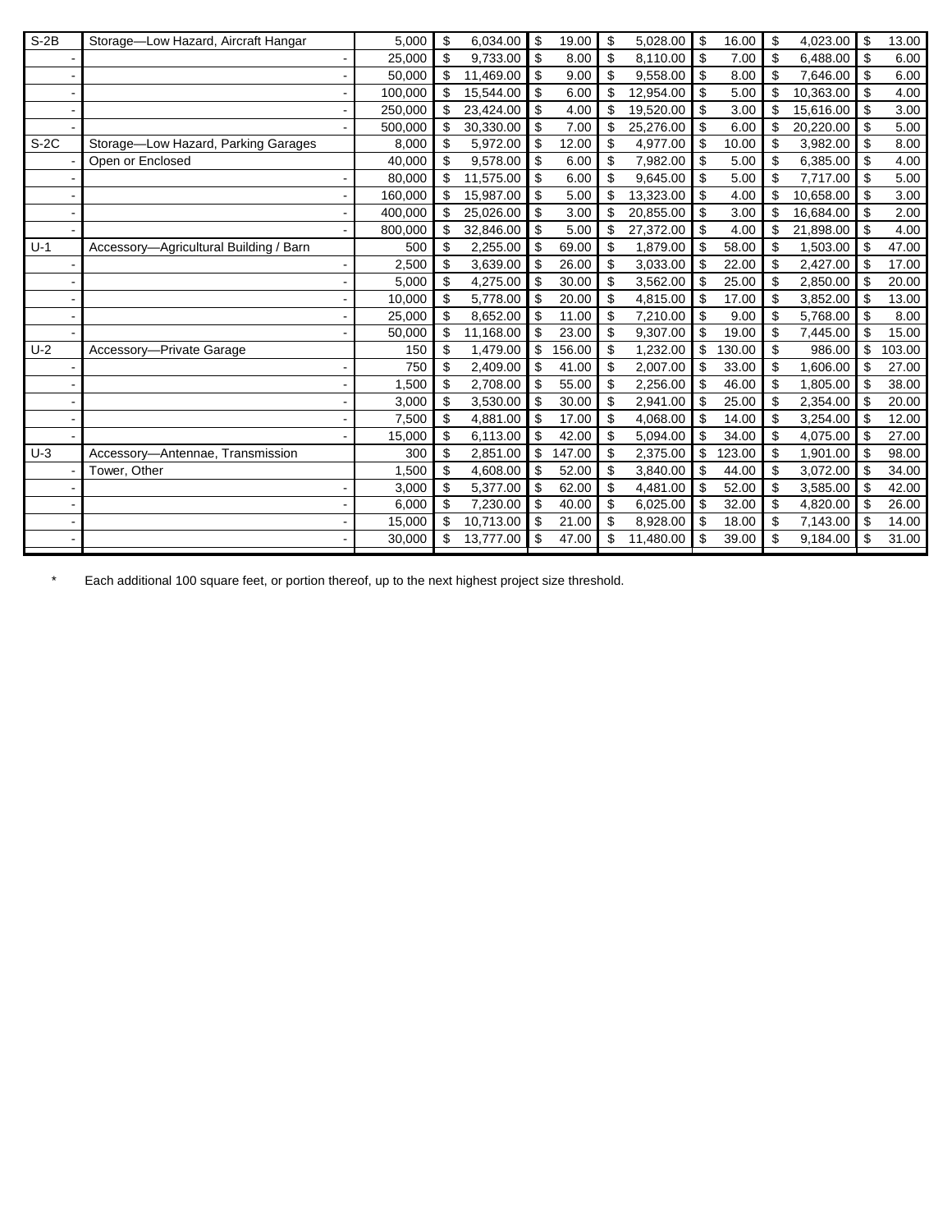| | | | | | | | | |
|---|---|---|---|---|---|---|---|---|
| S-2B | Storage—Low Hazard, Aircraft Hangar | 5,000 | $ 6,034.00 | $ 19.00 | $ 5,028.00 | $ 16.00 | $ 4,023.00 | $ 13.00 |
| - | - | 25,000 | $ 9,733.00 | $ 8.00 | $ 8,110.00 | $ 7.00 | $ 6,488.00 | $ 6.00 |
| - | - | 50,000 | $ 11,469.00 | $ 9.00 | $ 9,558.00 | $ 8.00 | $ 7,646.00 | $ 6.00 |
| - | - | 100,000 | $ 15,544.00 | $ 6.00 | $ 12,954.00 | $ 5.00 | $ 10,363.00 | $ 4.00 |
| - | - | 250,000 | $ 23,424.00 | $ 4.00 | $ 19,520.00 | $ 3.00 | $ 15,616.00 | $ 3.00 |
| - | - | 500,000 | $ 30,330.00 | $ 7.00 | $ 25,276.00 | $ 6.00 | $ 20,220.00 | $ 5.00 |
| S-2C | Storage—Low Hazard, Parking Garages | 8,000 | $ 5,972.00 | $ 12.00 | $ 4,977.00 | $ 10.00 | $ 3,982.00 | $ 8.00 |
| - | Open or Enclosed | 40,000 | $ 9,578.00 | $ 6.00 | $ 7,982.00 | $ 5.00 | $ 6,385.00 | $ 4.00 |
| - | - | 80,000 | $ 11,575.00 | $ 6.00 | $ 9,645.00 | $ 5.00 | $ 7,717.00 | $ 5.00 |
| - | - | 160,000 | $ 15,987.00 | $ 5.00 | $ 13,323.00 | $ 4.00 | $ 10,658.00 | $ 3.00 |
| - | - | 400,000 | $ 25,026.00 | $ 3.00 | $ 20,855.00 | $ 3.00 | $ 16,684.00 | $ 2.00 |
| - | - | 800,000 | $ 32,846.00 | $ 5.00 | $ 27,372.00 | $ 4.00 | $ 21,898.00 | $ 4.00 |
| U-1 | Accessory—Agricultural Building / Barn | 500 | $ 2,255.00 | $ 69.00 | $ 1,879.00 | $ 58.00 | $ 1,503.00 | $ 47.00 |
| - | - | 2,500 | $ 3,639.00 | $ 26.00 | $ 3,033.00 | $ 22.00 | $ 2,427.00 | $ 17.00 |
| - | - | 5,000 | $ 4,275.00 | $ 30.00 | $ 3,562.00 | $ 25.00 | $ 2,850.00 | $ 20.00 |
| - | - | 10,000 | $ 5,778.00 | $ 20.00 | $ 4,815.00 | $ 17.00 | $ 3,852.00 | $ 13.00 |
| - | - | 25,000 | $ 8,652.00 | $ 11.00 | $ 7,210.00 | $ 9.00 | $ 5,768.00 | $ 8.00 |
| - | - | 50,000 | $ 11,168.00 | $ 23.00 | $ 9,307.00 | $ 19.00 | $ 7,445.00 | $ 15.00 |
| U-2 | Accessory—Private Garage | 150 | $ 1,479.00 | $ 156.00 | $ 1,232.00 | $ 130.00 | $ 986.00 | $ 103.00 |
| - | - | 750 | $ 2,409.00 | $ 41.00 | $ 2,007.00 | $ 33.00 | $ 1,606.00 | $ 27.00 |
| - | - | 1,500 | $ 2,708.00 | $ 55.00 | $ 2,256.00 | $ 46.00 | $ 1,805.00 | $ 38.00 |
| - | - | 3,000 | $ 3,530.00 | $ 30.00 | $ 2,941.00 | $ 25.00 | $ 2,354.00 | $ 20.00 |
| - | - | 7,500 | $ 4,881.00 | $ 17.00 | $ 4,068.00 | $ 14.00 | $ 3,254.00 | $ 12.00 |
| - | - | 15,000 | $ 6,113.00 | $ 42.00 | $ 5,094.00 | $ 34.00 | $ 4,075.00 | $ 27.00 |
| U-3 | Accessory—Antennae, Transmission | 300 | $ 2,851.00 | $ 147.00 | $ 2,375.00 | $ 123.00 | $ 1,901.00 | $ 98.00 |
| - | Tower, Other | 1,500 | $ 4,608.00 | $ 52.00 | $ 3,840.00 | $ 44.00 | $ 3,072.00 | $ 34.00 |
| - | - | 3,000 | $ 5,377.00 | $ 62.00 | $ 4,481.00 | $ 52.00 | $ 3,585.00 | $ 42.00 |
| - | - | 6,000 | $ 7,230.00 | $ 40.00 | $ 6,025.00 | $ 32.00 | $ 4,820.00 | $ 26.00 |
| - | - | 15,000 | $ 10,713.00 | $ 21.00 | $ 8,928.00 | $ 18.00 | $ 7,143.00 | $ 14.00 |
| - | - | 30,000 | $ 13,777.00 | $ 47.00 | $ 11,480.00 | $ 39.00 | $ 9,184.00 | $ 31.00 |

* Each additional 100 square feet, or portion thereof, up to the next highest project size threshold.